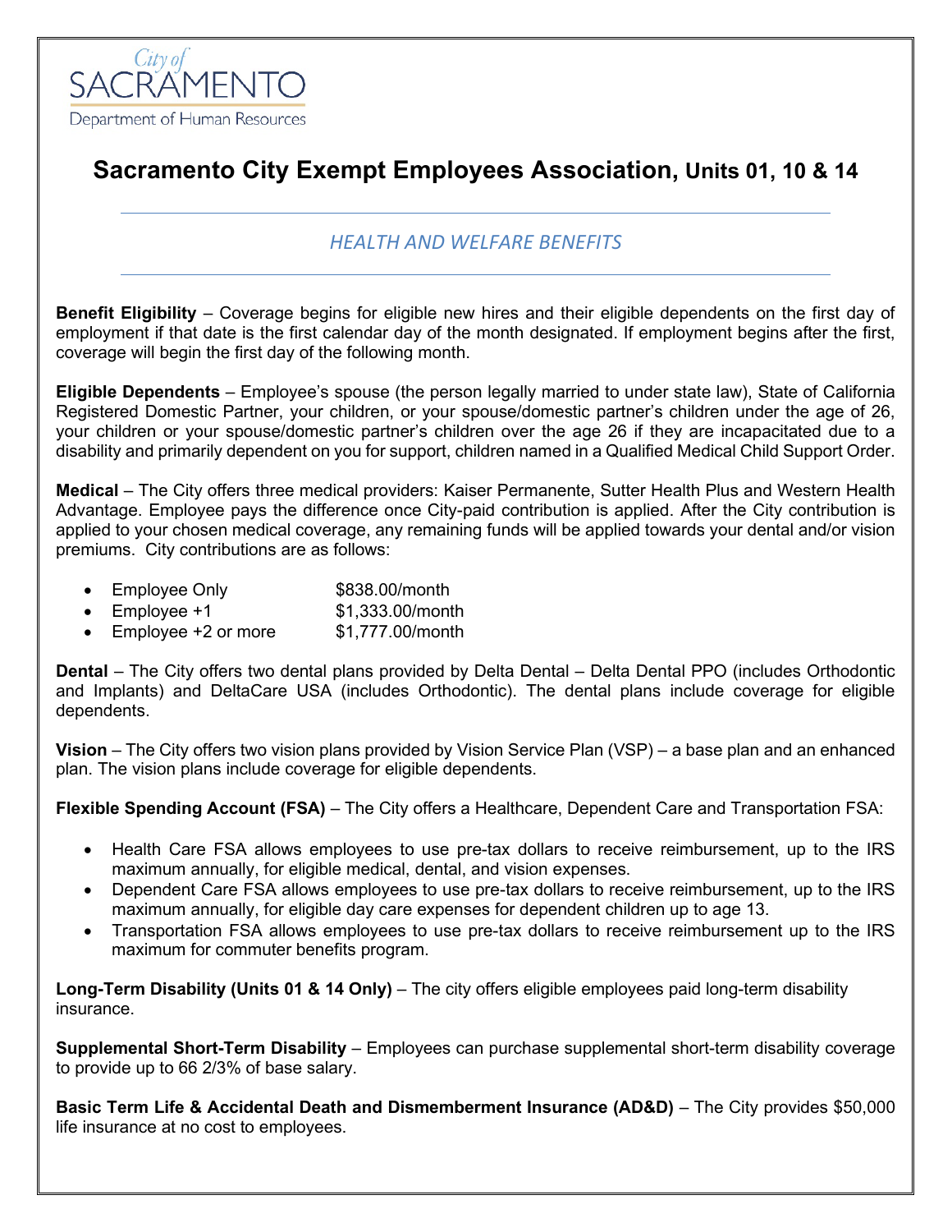City of SACRAMENTO
Department of Human Resources

# Sacramento City Exempt Employees Association, Units 01, 10 & 14

## *HEALTH AND WELFARE BENEFITS*

**Benefit Eligibility** – Coverage begins for eligible new hires and their eligible dependents on the first day of employment if that date is the first calendar day of the month designated. If employment begins after the first, coverage will begin the first day of the following month.

**Eligible Dependents** – Employee's spouse (the person legally married to under state law), State of California Registered Domestic Partner, your children, or your spouse/domestic partner's children under the age of 26, your children or your spouse/domestic partner's children over the age 26 if they are incapacitated due to a disability and primarily dependent on you for support, children named in a Qualified Medical Child Support Order.

**Medical** – The City offers three medical providers: Kaiser Permanente, Sutter Health Plus and Western Health Advantage. Employee pays the difference once City-paid contribution is applied. After the City contribution is applied to your chosen medical coverage, any remaining funds will be applied towards your dental and/or vision premiums. City contributions are as follows:

- Employee Only $838.00/month
- Employee +1 $1,333.00/month
- Employee +2 or more $1,777.00/month

**Dental** – The City offers two dental plans provided by Delta Dental – Delta Dental PPO (includes Orthodontic and Implants) and DeltaCare USA (includes Orthodontic). The dental plans include coverage for eligible dependents.

**Vision** – The City offers two vision plans provided by Vision Service Plan (VSP) – a base plan and an enhanced plan. The vision plans include coverage for eligible dependents.

**Flexible Spending Account (FSA)** – The City offers a Healthcare, Dependent Care and Transportation FSA:

- Health Care FSA allows employees to use pre-tax dollars to receive reimbursement, up to the IRS maximum annually, for eligible medical, dental, and vision expenses.
- Dependent Care FSA allows employees to use pre-tax dollars to receive reimbursement, up to the IRS maximum annually, for eligible day care expenses for dependent children up to age 13.
- Transportation FSA allows employees to use pre-tax dollars to receive reimbursement up to the IRS maximum for commuter benefits program.

**Long-Term Disability (Units 01 & 14 Only)** – The city offers eligible employees paid long-term disability insurance.

**Supplemental Short-Term Disability** – Employees can purchase supplemental short-term disability coverage to provide up to 66 2/3% of base salary.

**Basic Term Life & Accidental Death and Dismemberment Insurance (AD&D)** – The City provides $50,000 life insurance at no cost to employees.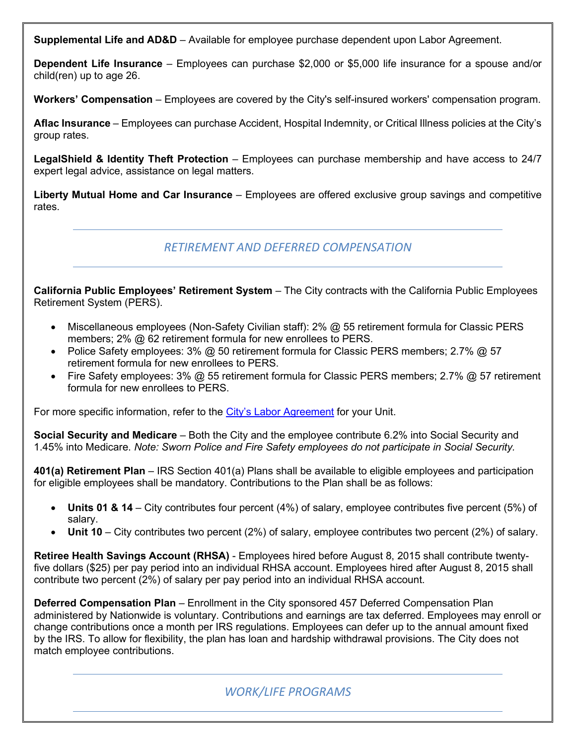**Supplemental Life and AD&D** – Available for employee purchase dependent upon Labor Agreement.

**Dependent Life Insurance** – Employees can purchase $2,000 or $5,000 life insurance for a spouse and/or child(ren) up to age 26.

**Workers' Compensation** – Employees are covered by the City's self-insured workers' compensation program.

**Aflac Insurance** – Employees can purchase Accident, Hospital Indemnity, or Critical Illness policies at the City's group rates.

**LegalShield & Identity Theft Protection** – Employees can purchase membership and have access to 24/7 expert legal advice, assistance on legal matters.

**Liberty Mutual Home and Car Insurance** – Employees are offered exclusive group savings and competitive rates.

## *RETIREMENT AND DEFERRED COMPENSATION*

**California Public Employees' Retirement System** – The City contracts with the California Public Employees Retirement System (PERS).

- Miscellaneous employees (Non-Safety Civilian staff): 2% @ 55 retirement formula for Classic PERS members; 2% @ 62 retirement formula for new enrollees to PERS.
- Police Safety employees: 3% @ 50 retirement formula for Classic PERS members; 2.7% @ 57 retirement formula for new enrollees to PERS.
- Fire Safety employees: 3% @ 55 retirement formula for Classic PERS members; 2.7% @ 57 retirement formula for new enrollees to PERS.

For more specific information, refer to the City's Labor Agreement for your Unit.

**Social Security and Medicare** – Both the City and the employee contribute 6.2% into Social Security and 1.45% into Medicare. *Note: Sworn Police and Fire Safety employees do not participate in Social Security.*

**401(a) Retirement Plan** – IRS Section 401(a) Plans shall be available to eligible employees and participation for eligible employees shall be mandatory. Contributions to the Plan shall be as follows:

- **Units 01 & 14** – City contributes four percent (4%) of salary, employee contributes five percent (5%) of salary.
- **Unit 10** – City contributes two percent (2%) of salary, employee contributes two percent (2%) of salary.

**Retiree Health Savings Account (RHSA)** - Employees hired before August 8, 2015 shall contribute twenty-five dollars ($25) per pay period into an individual RHSA account. Employees hired after August 8, 2015 shall contribute two percent (2%) of salary per pay period into an individual RHSA account.

**Deferred Compensation Plan** – Enrollment in the City sponsored 457 Deferred Compensation Plan administered by Nationwide is voluntary. Contributions and earnings are tax deferred. Employees may enroll or change contributions once a month per IRS regulations. Employees can defer up to the annual amount fixed by the IRS. To allow for flexibility, the plan has loan and hardship withdrawal provisions. The City does not match employee contributions.

## *WORK/LIFE PROGRAMS*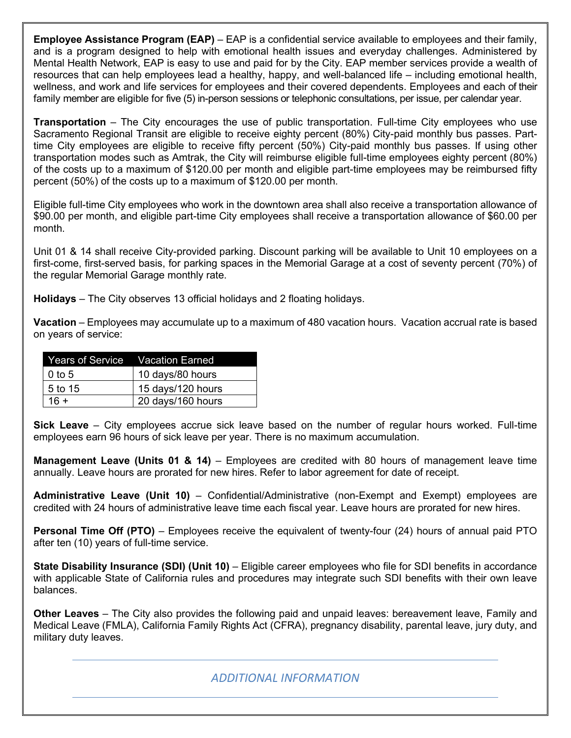**Employee Assistance Program (EAP)** – EAP is a confidential service available to employees and their family, and is a program designed to help with emotional health issues and everyday challenges. Administered by Mental Health Network, EAP is easy to use and paid for by the City. EAP member services provide a wealth of resources that can help employees lead a healthy, happy, and well-balanced life – including emotional health, wellness, and work and life services for employees and their covered dependents. Employees and each of their family member are eligible for five (5) in-person sessions or telephonic consultations, per issue, per calendar year.

**Transportation** – The City encourages the use of public transportation. Full-time City employees who use Sacramento Regional Transit are eligible to receive eighty percent (80%) City-paid monthly bus passes. Part-time City employees are eligible to receive fifty percent (50%) City-paid monthly bus passes. If using other transportation modes such as Amtrak, the City will reimburse eligible full-time employees eighty percent (80%) of the costs up to a maximum of $120.00 per month and eligible part-time employees may be reimbursed fifty percent (50%) of the costs up to a maximum of $120.00 per month.

Eligible full-time City employees who work in the downtown area shall also receive a transportation allowance of $90.00 per month, and eligible part-time City employees shall receive a transportation allowance of $60.00 per month.

Unit 01 & 14 shall receive City-provided parking. Discount parking will be available to Unit 10 employees on a first-come, first-served basis, for parking spaces in the Memorial Garage at a cost of seventy percent (70%) of the regular Memorial Garage monthly rate.

**Holidays** – The City observes 13 official holidays and 2 floating holidays.

**Vacation** – Employees may accumulate up to a maximum of 480 vacation hours. Vacation accrual rate is based on years of service:

| Years of Service | Vacation Earned |
|---|---|
| 0 to 5 | 10 days/80 hours |
| 5 to 15 | 15 days/120 hours |
| 16 + | 20 days/160 hours |

**Sick Leave** – City employees accrue sick leave based on the number of regular hours worked. Full-time employees earn 96 hours of sick leave per year. There is no maximum accumulation.

**Management Leave (Units 01 & 14)** – Employees are credited with 80 hours of management leave time annually. Leave hours are prorated for new hires. Refer to labor agreement for date of receipt.

**Administrative Leave (Unit 10)** – Confidential/Administrative (non-Exempt and Exempt) employees are credited with 24 hours of administrative leave time each fiscal year. Leave hours are prorated for new hires.

**Personal Time Off (PTO)** – Employees receive the equivalent of twenty-four (24) hours of annual paid PTO after ten (10) years of full-time service.

**State Disability Insurance (SDI) (Unit 10)** – Eligible career employees who file for SDI benefits in accordance with applicable State of California rules and procedures may integrate such SDI benefits with their own leave balances.

**Other Leaves** – The City also provides the following paid and unpaid leaves: bereavement leave, Family and Medical Leave (FMLA), California Family Rights Act (CFRA), pregnancy disability, parental leave, jury duty, and military duty leaves.

## *ADDITIONAL INFORMATION*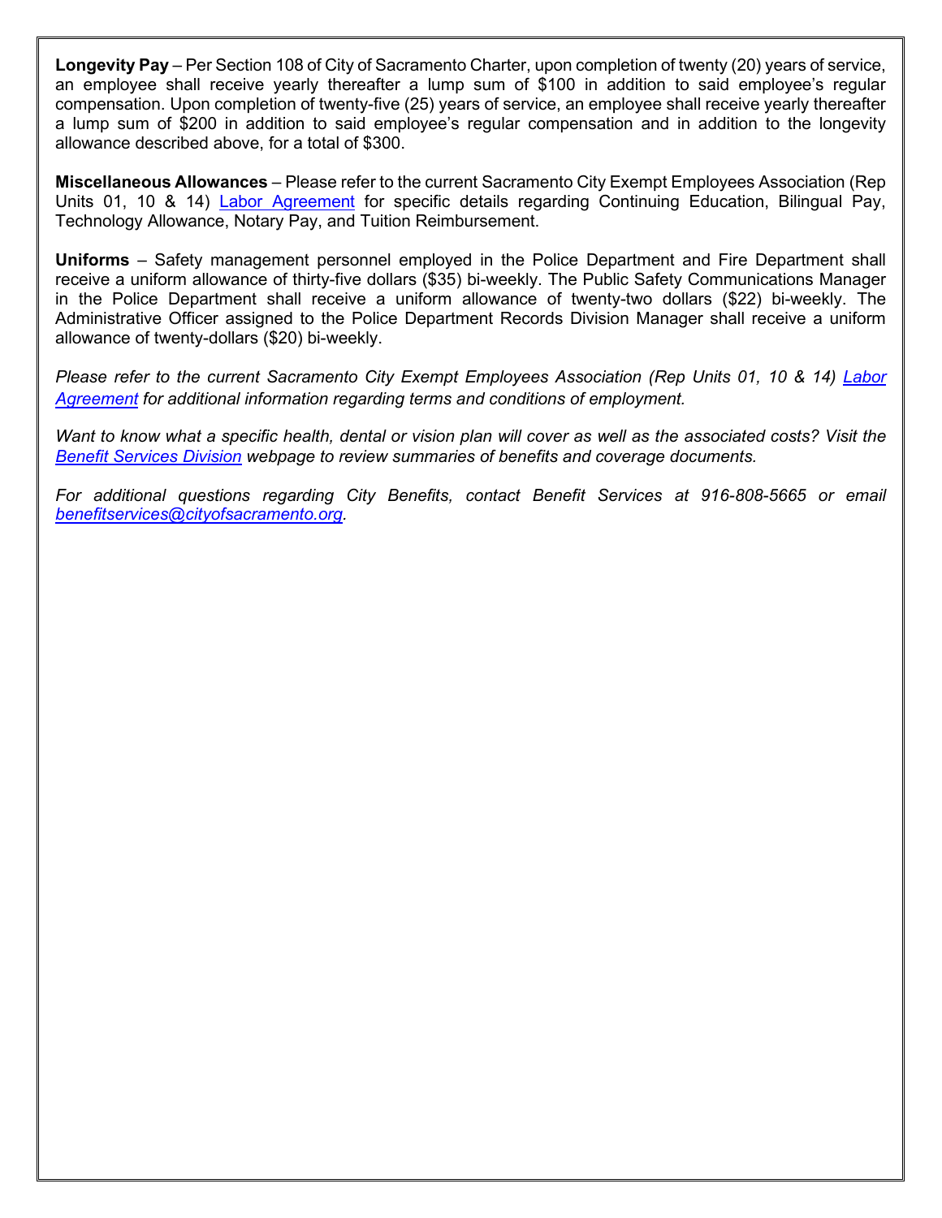**Longevity Pay** – Per Section 108 of City of Sacramento Charter, upon completion of twenty (20) years of service, an employee shall receive yearly thereafter a lump sum of $100 in addition to said employee's regular compensation. Upon completion of twenty-five (25) years of service, an employee shall receive yearly thereafter a lump sum of $200 in addition to said employee's regular compensation and in addition to the longevity allowance described above, for a total of $300.

**Miscellaneous Allowances** – Please refer to the current Sacramento City Exempt Employees Association (Rep Units 01, 10 & 14) Labor Agreement for specific details regarding Continuing Education, Bilingual Pay, Technology Allowance, Notary Pay, and Tuition Reimbursement.

**Uniforms** – Safety management personnel employed in the Police Department and Fire Department shall receive a uniform allowance of thirty-five dollars ($35) bi-weekly. The Public Safety Communications Manager in the Police Department shall receive a uniform allowance of twenty-two dollars ($22) bi-weekly. The Administrative Officer assigned to the Police Department Records Division Manager shall receive a uniform allowance of twenty-dollars ($20) bi-weekly.

*Please refer to the current Sacramento City Exempt Employees Association (Rep Units 01, 10 & 14) Labor Agreement for additional information regarding terms and conditions of employment.*

*Want to know what a specific health, dental or vision plan will cover as well as the associated costs? Visit the Benefit Services Division webpage to review summaries of benefits and coverage documents.*

*For additional questions regarding City Benefits, contact Benefit Services at 916-808-5665 or email benefitservices@cityofsacramento.org.*